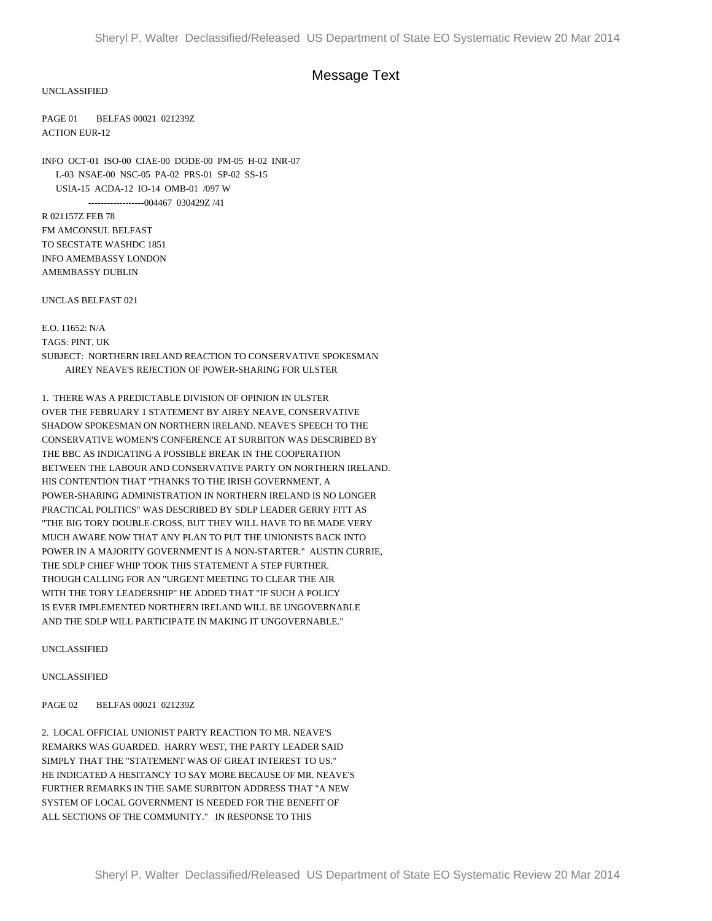# Message Text

UNCLASSIFIED

PAGE 01 BELFAS 00021 021239Z
ACTION EUR-12

INFO OCT-01 ISO-00 CIAE-00 DODE-00 PM-05 H-02 INR-07
L-03 NSAE-00 NSC-05 PA-02 PRS-01 SP-02 SS-15
USIA-15 ACDA-12 IO-14 OMB-01 /097 W
------------------004467 030429Z /41

R 021157Z FEB 78
FM AMCONSUL BELFAST
TO SECSTATE WASHDC 1851
INFO AMEMBASSY LONDON
AMEMBASSY DUBLIN

UNCLAS BELFAST 021

E.O. 11652: N/A
TAGS: PINT, UK
SUBJECT: NORTHERN IRELAND REACTION TO CONSERVATIVE SPOKESMAN AIREY NEAVE'S REJECTION OF POWER-SHARING FOR ULSTER

1. THERE WAS A PREDICTABLE DIVISION OF OPINION IN ULSTER OVER THE FEBRUARY 1 STATEMENT BY AIREY NEAVE, CONSERVATIVE SHADOW SPOKESMAN ON NORTHERN IRELAND. NEAVE'S SPEECH TO THE CONSERVATIVE WOMEN'S CONFERENCE AT SURBITON WAS DESCRIBED BY THE BBC AS INDICATING A POSSIBLE BREAK IN THE COOPERATION BETWEEN THE LABOUR AND CONSERVATIVE PARTY ON NORTHERN IRELAND. HIS CONTENTION THAT "THANKS TO THE IRISH GOVERNMENT, A POWER-SHARING ADMINISTRATION IN NORTHERN IRELAND IS NO LONGER PRACTICAL POLITICS" WAS DESCRIBED BY SDLP LEADER GERRY FITT AS "THE BIG TORY DOUBLE-CROSS, BUT THEY WILL HAVE TO BE MADE VERY MUCH AWARE NOW THAT ANY PLAN TO PUT THE UNIONISTS BACK INTO POWER IN A MAJORITY GOVERNMENT IS A NON-STARTER." AUSTIN CURRIE, THE SDLP CHIEF WHIP TOOK THIS STATEMENT A STEP FURTHER. THOUGH CALLING FOR AN "URGENT MEETING TO CLEAR THE AIR WITH THE TORY LEADERSHIP" HE ADDED THAT "IF SUCH A POLICY IS EVER IMPLEMENTED NORTHERN IRELAND WILL BE UNGOVERNABLE AND THE SDLP WILL PARTICIPATE IN MAKING IT UNGOVERNABLE."

UNCLASSIFIED

UNCLASSIFIED

PAGE 02 BELFAS 00021 021239Z

2. LOCAL OFFICIAL UNIONIST PARTY REACTION TO MR. NEAVE'S REMARKS WAS GUARDED. HARRY WEST, THE PARTY LEADER SAID SIMPLY THAT THE "STATEMENT WAS OF GREAT INTEREST TO US." HE INDICATED A HESITANCY TO SAY MORE BECAUSE OF MR. NEAVE'S FURTHER REMARKS IN THE SAME SURBITON ADDRESS THAT "A NEW SYSTEM OF LOCAL GOVERNMENT IS NEEDED FOR THE BENEFIT OF ALL SECTIONS OF THE COMMUNITY." IN RESPONSE TO THIS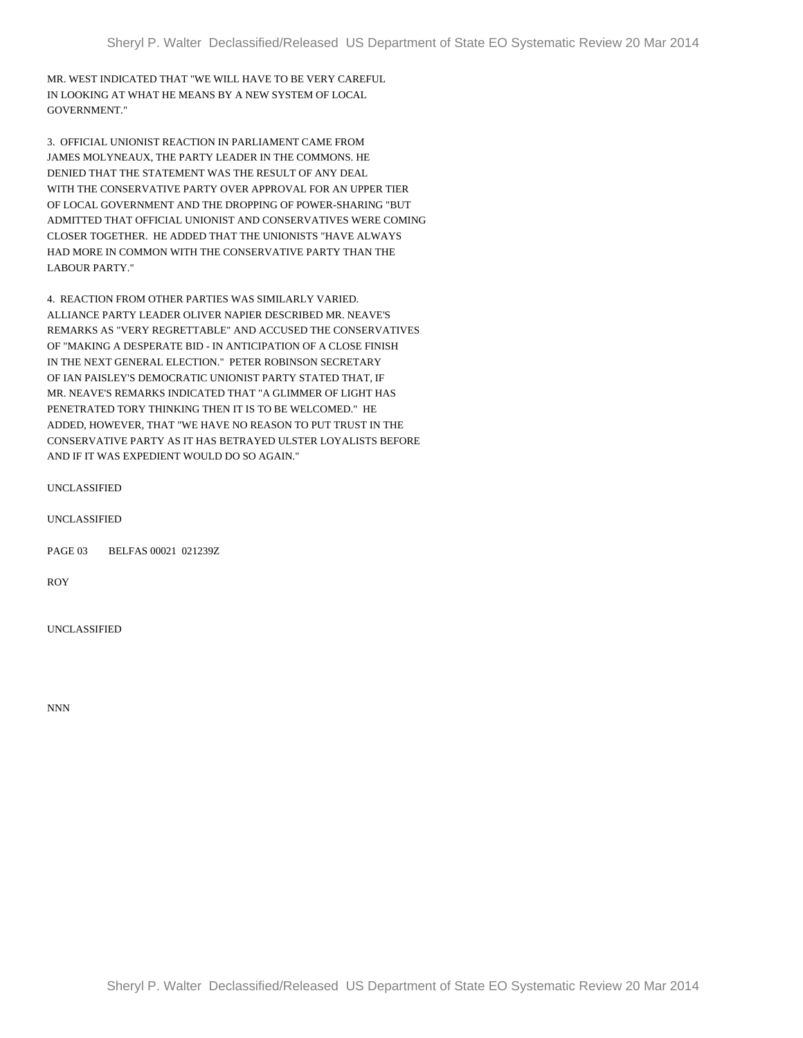MR. WEST INDICATED THAT "WE WILL HAVE TO BE VERY CAREFUL IN LOOKING AT WHAT HE MEANS BY A NEW SYSTEM OF LOCAL GOVERNMENT."

3. OFFICIAL UNIONIST REACTION IN PARLIAMENT CAME FROM JAMES MOLYNEAUX, THE PARTY LEADER IN THE COMMONS. HE DENIED THAT THE STATEMENT WAS THE RESULT OF ANY DEAL WITH THE CONSERVATIVE PARTY OVER APPROVAL FOR AN UPPER TIER OF LOCAL GOVERNMENT AND THE DROPPING OF POWER-SHARING "BUT ADMITTED THAT OFFICIAL UNIONIST AND CONSERVATIVES WERE COMING CLOSER TOGETHER. HE ADDED THAT THE UNIONISTS "HAVE ALWAYS HAD MORE IN COMMON WITH THE CONSERVATIVE PARTY THAN THE LABOUR PARTY."

4. REACTION FROM OTHER PARTIES WAS SIMILARLY VARIED. ALLIANCE PARTY LEADER OLIVER NAPIER DESCRIBED MR. NEAVE'S REMARKS AS "VERY REGRETTABLE" AND ACCUSED THE CONSERVATIVES OF "MAKING A DESPERATE BID - IN ANTICIPATION OF A CLOSE FINISH IN THE NEXT GENERAL ELECTION." PETER ROBINSON SECRETARY OF IAN PAISLEY'S DEMOCRATIC UNIONIST PARTY STATED THAT, IF MR. NEAVE'S REMARKS INDICATED THAT "A GLIMMER OF LIGHT HAS PENETRATED TORY THINKING THEN IT IS TO BE WELCOMED." HE ADDED, HOWEVER, THAT "WE HAVE NO REASON TO PUT TRUST IN THE CONSERVATIVE PARTY AS IT HAS BETRAYED ULSTER LOYALISTS BEFORE AND IF IT WAS EXPEDIENT WOULD DO SO AGAIN."

UNCLASSIFIED

UNCLASSIFIED

PAGE 03 BELFAS 00021 021239Z

ROY

UNCLASSIFIED

NNN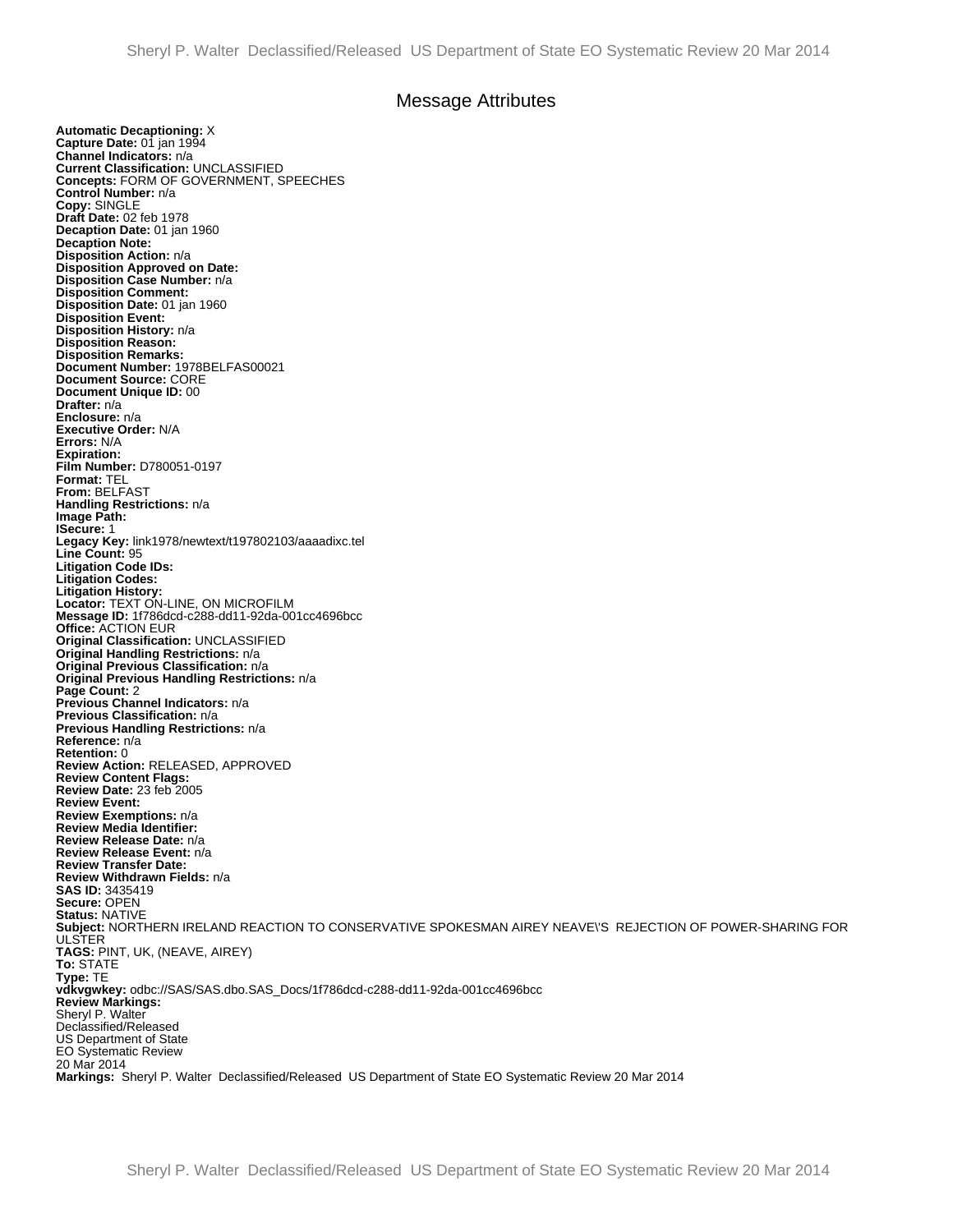# Message Attributes

**Automatic Decaptioning:** X
**Capture Date:** 01 jan 1994
**Channel Indicators:** n/a
**Current Classification:** UNCLASSIFIED
**Concepts:** FORM OF GOVERNMENT, SPEECHES
**Control Number:** n/a
**Copy:** SINGLE
**Draft Date:** 02 feb 1978
**Decaption Date:** 01 jan 1960
**Decaption Note:**
**Disposition Action:** n/a
**Disposition Approved on Date:**
**Disposition Case Number:** n/a
**Disposition Comment:**
**Disposition Date:** 01 jan 1960
**Disposition Event:**
**Disposition History:** n/a
**Disposition Reason:**
**Disposition Remarks:**
**Document Number:** 1978BELFAS00021
**Document Source:** CORE
**Document Unique ID:** 00
**Drafter:** n/a
**Enclosure:** n/a
**Executive Order:** N/A
**Errors:** N/A
**Expiration:**
**Film Number:** D780051-0197
**Format:** TEL
**From:** BELFAST
**Handling Restrictions:** n/a
**Image Path:**
**ISecure:** 1
**Legacy Key:** link1978/newtext/t197802103/aaaadixc.tel
**Line Count:** 95
**Litigation Code IDs:**
**Litigation Codes:**
**Litigation History:**
**Locator:** TEXT ON-LINE, ON MICROFILM
**Message ID:** 1f786dcd-c288-dd11-92da-001cc4696bcc
**Office:** ACTION EUR
**Original Classification:** UNCLASSIFIED
**Original Handling Restrictions:** n/a
**Original Previous Classification:** n/a
**Original Previous Handling Restrictions:** n/a
**Page Count:** 2
**Previous Channel Indicators:** n/a
**Previous Classification:** n/a
**Previous Handling Restrictions:** n/a
**Reference:** n/a
**Retention:** 0
**Review Action:** RELEASED, APPROVED
**Review Content Flags:**
**Review Date:** 23 feb 2005
**Review Event:**
**Review Exemptions:** n/a
**Review Media Identifier:**
**Review Release Date:** n/a
**Review Release Event:** n/a
**Review Transfer Date:**
**Review Withdrawn Fields:** n/a
**SAS ID:** 3435419
**Secure:** OPEN
**Status:** NATIVE
**Subject:** NORTHERN IRELAND REACTION TO CONSERVATIVE SPOKESMAN AIREY NEAVE\'S REJECTION OF POWER-SHARING FOR ULSTER
**TAGS:** PINT, UK, (NEAVE, AIREY)
**To:** STATE
**Type:** TE
**vdkvgwkey:** odbc://SAS/SAS.dbo.SAS_Docs/1f786dcd-c288-dd11-92da-001cc4696bcc
**Review Markings:**
Sheryl P. Walter
Declassified/Released
US Department of State
EO Systematic Review
20 Mar 2014
**Markings:** Sheryl P. Walter Declassified/Released US Department of State EO Systematic Review 20 Mar 2014